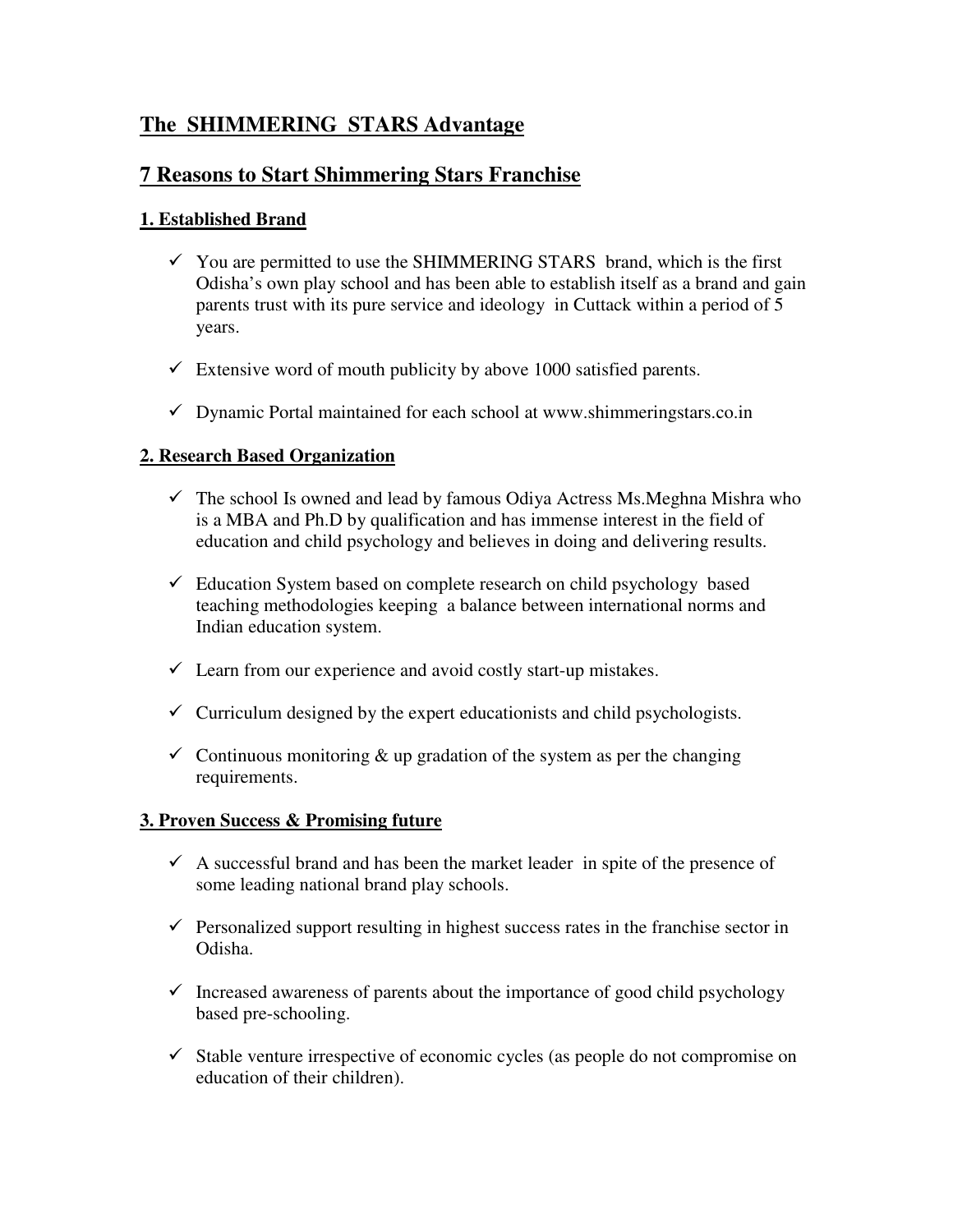## The SHIMMERING STARS Advantage

## 7 Reasons to Start Shimmering Stars Franchise

### 1. Established Brand

- ✓ You are permitted to use the SHIMMERING STARS brand, which is the first Odisha's own play school and has been able to establish itself as a brand and gain parents trust with its pure service and ideology in Cuttack within a period of 5 years.
- ✓ Extensive word of mouth publicity by above 1000 satisfied parents.
- ✓ Dynamic Portal maintained for each school at www.shimmeringstars.co.in

### 2. Research Based Organization

- ✓ The school Is owned and lead by famous Odiya Actress Ms.Meghna Mishra who is a MBA and Ph.D by qualification and has immense interest in the field of education and child psychology and believes in doing and delivering results.
- ✓ Education System based on complete research on child psychology based teaching methodologies keeping a balance between international norms and Indian education system.
- ✓ Learn from our experience and avoid costly start-up mistakes.
- ✓ Curriculum designed by the expert educationists and child psychologists.
- ✓ Continuous monitoring & up gradation of the system as per the changing requirements.

### 3. Proven Success & Promising future

- ✓ A successful brand and has been the market leader in spite of the presence of some leading national brand play schools.
- ✓ Personalized support resulting in highest success rates in the franchise sector in Odisha.
- ✓ Increased awareness of parents about the importance of good child psychology based pre-schooling.
- ✓ Stable venture irrespective of economic cycles (as people do not compromise on education of their children).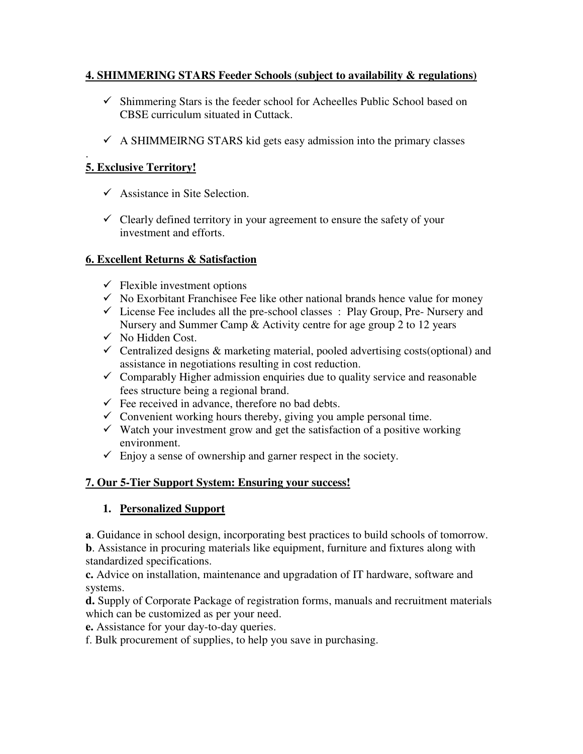## 4. SHIMMERING STARS Feeder Schools (subject to availability & regulations)

- ✓ Shimmering Stars is the feeder school for Acheelles Public School based on CBSE curriculum situated in Cuttack.
- ✓ A SHIMMEIRNG STARS kid gets easy admission into the primary classes

.

## 5. Exclusive Territory!

- ✓ Assistance in Site Selection.
- ✓ Clearly defined territory in your agreement to ensure the safety of your investment and efforts.

## 6. Excellent Returns & Satisfaction

- ✓ Flexible investment options
- ✓ No Exorbitant Franchisee Fee like other national brands hence value for money
- ✓ License Fee includes all the pre-school classes : Play Group, Pre- Nursery and Nursery and Summer Camp & Activity centre for age group 2 to 12 years
- ✓ No Hidden Cost.
- ✓ Centralized designs & marketing material, pooled advertising costs(optional) and assistance in negotiations resulting in cost reduction.
- ✓ Comparably Higher admission enquiries due to quality service and reasonable fees structure being a regional brand.
- ✓ Fee received in advance, therefore no bad debts.
- ✓ Convenient working hours thereby, giving you ample personal time.
- ✓ Watch your investment grow and get the satisfaction of a positive working environment.
- ✓ Enjoy a sense of ownership and garner respect in the society.

## 7. Our 5-Tier Support System: Ensuring your success!

### 1. Personalized Support

**a**. Guidance in school design, incorporating best practices to build schools of tomorrow.
**b**. Assistance in procuring materials like equipment, furniture and fixtures along with standardized specifications.
**c.** Advice on installation, maintenance and upgradation of IT hardware, software and systems.
**d.** Supply of Corporate Package of registration forms, manuals and recruitment materials which can be customized as per your need.
**e.** Assistance for your day-to-day queries.
f. Bulk procurement of supplies, to help you save in purchasing.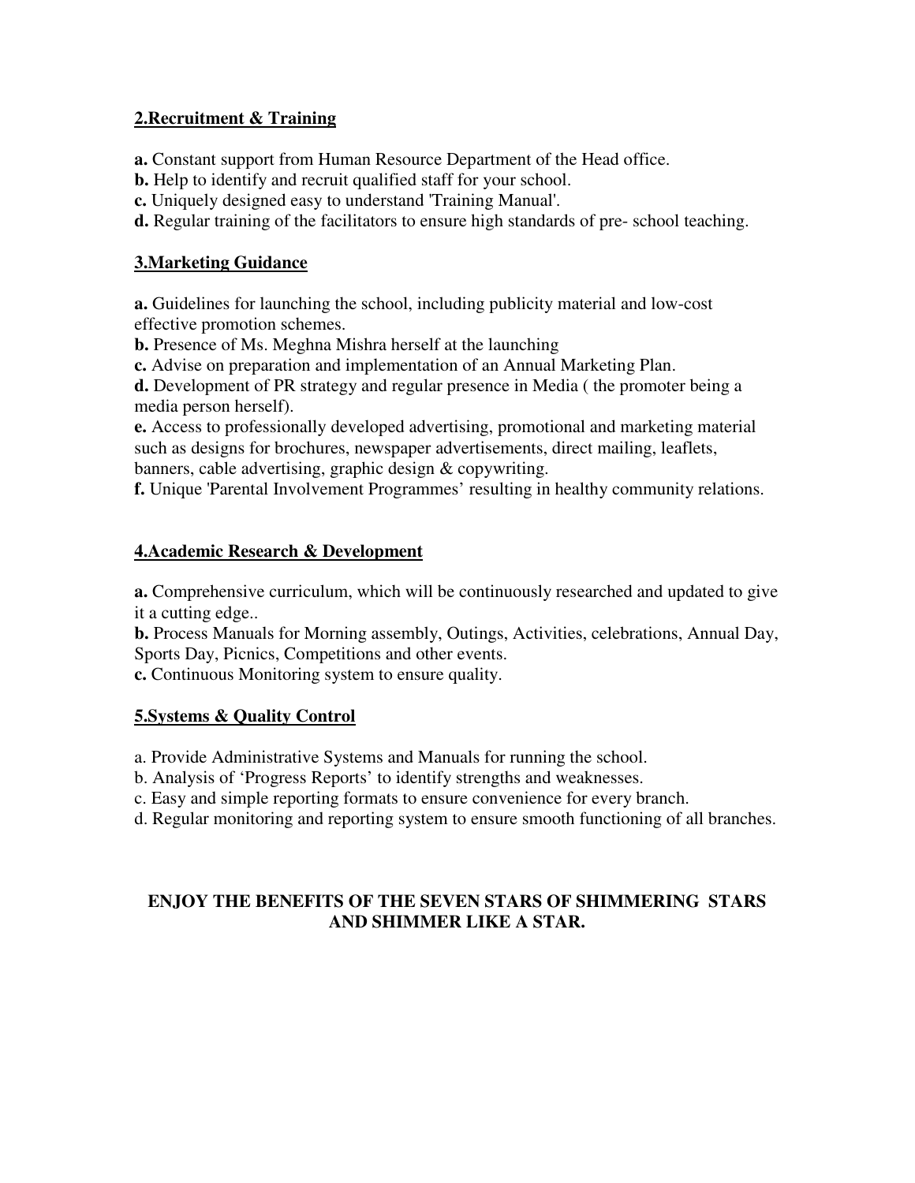## 2.Recruitment & Training

**a.** Constant support from Human Resource Department of the Head office.
**b.** Help to identify and recruit qualified staff for your school.
**c.** Uniquely designed easy to understand 'Training Manual'.
**d.** Regular training of the facilitators to ensure high standards of pre- school teaching.

## 3.Marketing Guidance

**a.** Guidelines for launching the school, including publicity material and low-cost effective promotion schemes.
**b.** Presence of Ms. Meghna Mishra herself at the launching
**c.** Advise on preparation and implementation of an Annual Marketing Plan.
**d.** Development of PR strategy and regular presence in Media ( the promoter being a media person herself).
**e.** Access to professionally developed advertising, promotional and marketing material such as designs for brochures, newspaper advertisements, direct mailing, leaflets, banners, cable advertising, graphic design & copywriting.
**f.** Unique 'Parental Involvement Programmes' resulting in healthy community relations.

## 4.Academic Research & Development

**a.** Comprehensive curriculum, which will be continuously researched and updated to give it a cutting edge..
**b.** Process Manuals for Morning assembly, Outings, Activities, celebrations, Annual Day, Sports Day, Picnics, Competitions and other events.
**c.** Continuous Monitoring system to ensure quality.

## 5.Systems & Quality Control

a. Provide Administrative Systems and Manuals for running the school.
b. Analysis of 'Progress Reports' to identify strengths and weaknesses.
c. Easy and simple reporting formats to ensure convenience for every branch.
d. Regular monitoring and reporting system to ensure smooth functioning of all branches.

**ENJOY THE BENEFITS OF THE SEVEN STARS OF SHIMMERING STARS AND SHIMMER LIKE A STAR.**